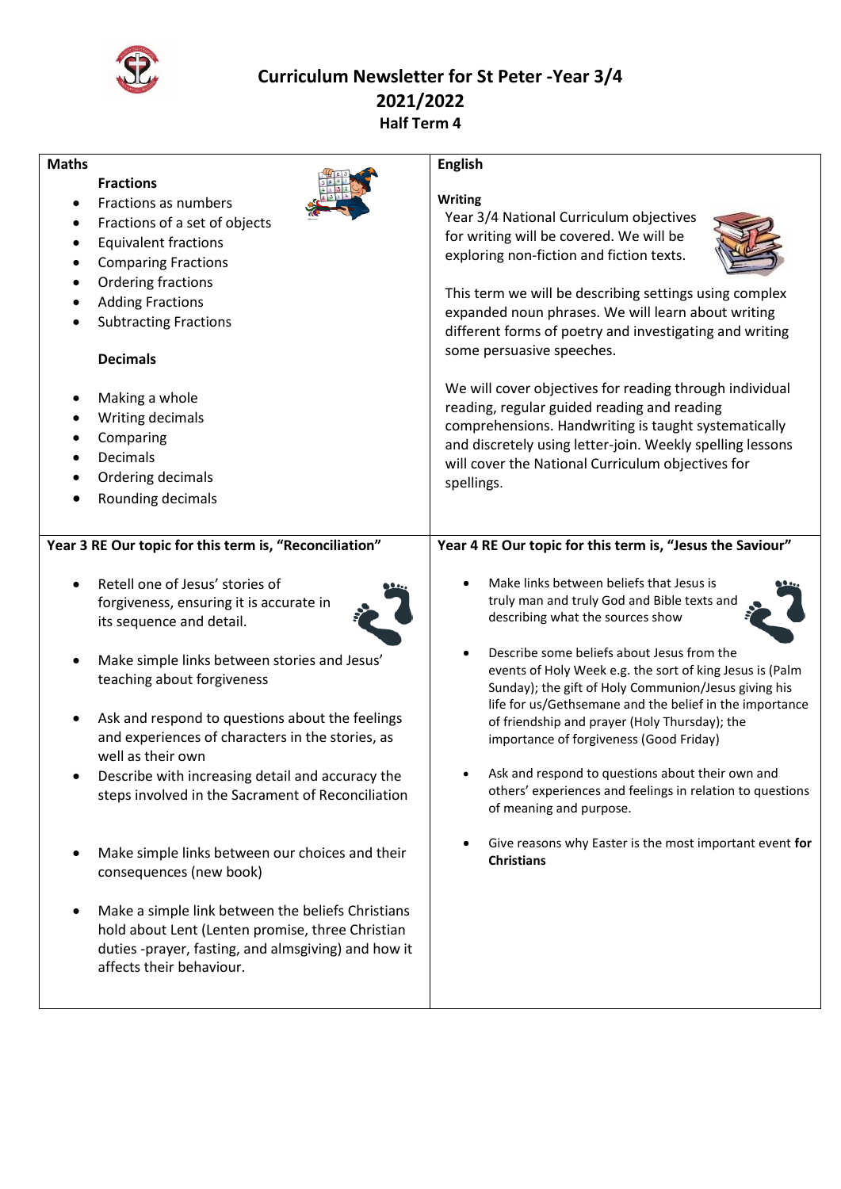# Curriculum Newsletter for St Peter -Year 3/4
## 2021/2022
### Half Term 4

## Maths

**Fractions**

- Fractions as numbers
- Fractions of a set of objects
- Equivalent fractions
- Comparing Fractions
- Ordering fractions
- Adding Fractions
- Subtracting Fractions

**Decimals**

- Making a whole
- Writing decimals
- Comparing
- Decimals
- Ordering decimals
- Rounding decimals

## English

**Writing**

Year 3/4 National Curriculum objectives for writing will be covered. We will be exploring non-fiction and fiction texts.

This term we will be describing settings using complex expanded noun phrases. We will learn about writing different forms of poetry and investigating and writing some persuasive speeches.

We will cover objectives for reading through individual reading, regular guided reading and reading comprehensions. Handwriting is taught systematically and discretely using letter-join. Weekly spelling lessons will cover the National Curriculum objectives for spellings.

## Year 3 RE Our topic for this term is, "Reconciliation"

- Retell one of Jesus' stories of forgiveness, ensuring it is accurate in its sequence and detail.
- Make simple links between stories and Jesus' teaching about forgiveness
- Ask and respond to questions about the feelings and experiences of characters in the stories, as well as their own
- Describe with increasing detail and accuracy the steps involved in the Sacrament of Reconciliation
- Make simple links between our choices and their consequences (new book)
- Make a simple link between the beliefs Christians hold about Lent (Lenten promise, three Christian duties -prayer, fasting, and almsgiving) and how it affects their behaviour.

## Year 4 RE Our topic for this term is, "Jesus the Saviour"

- Make links between beliefs that Jesus is truly man and truly God and Bible texts and describing what the sources show
- Describe some beliefs about Jesus from the events of Holy Week e.g. the sort of king Jesus is (Palm Sunday); the gift of Holy Communion/Jesus giving his life for us/Gethsemane and the belief in the importance of friendship and prayer (Holy Thursday); the importance of forgiveness (Good Friday)
- Ask and respond to questions about their own and others' experiences and feelings in relation to questions of meaning and purpose.
- Give reasons why Easter is the most important event **for Christians**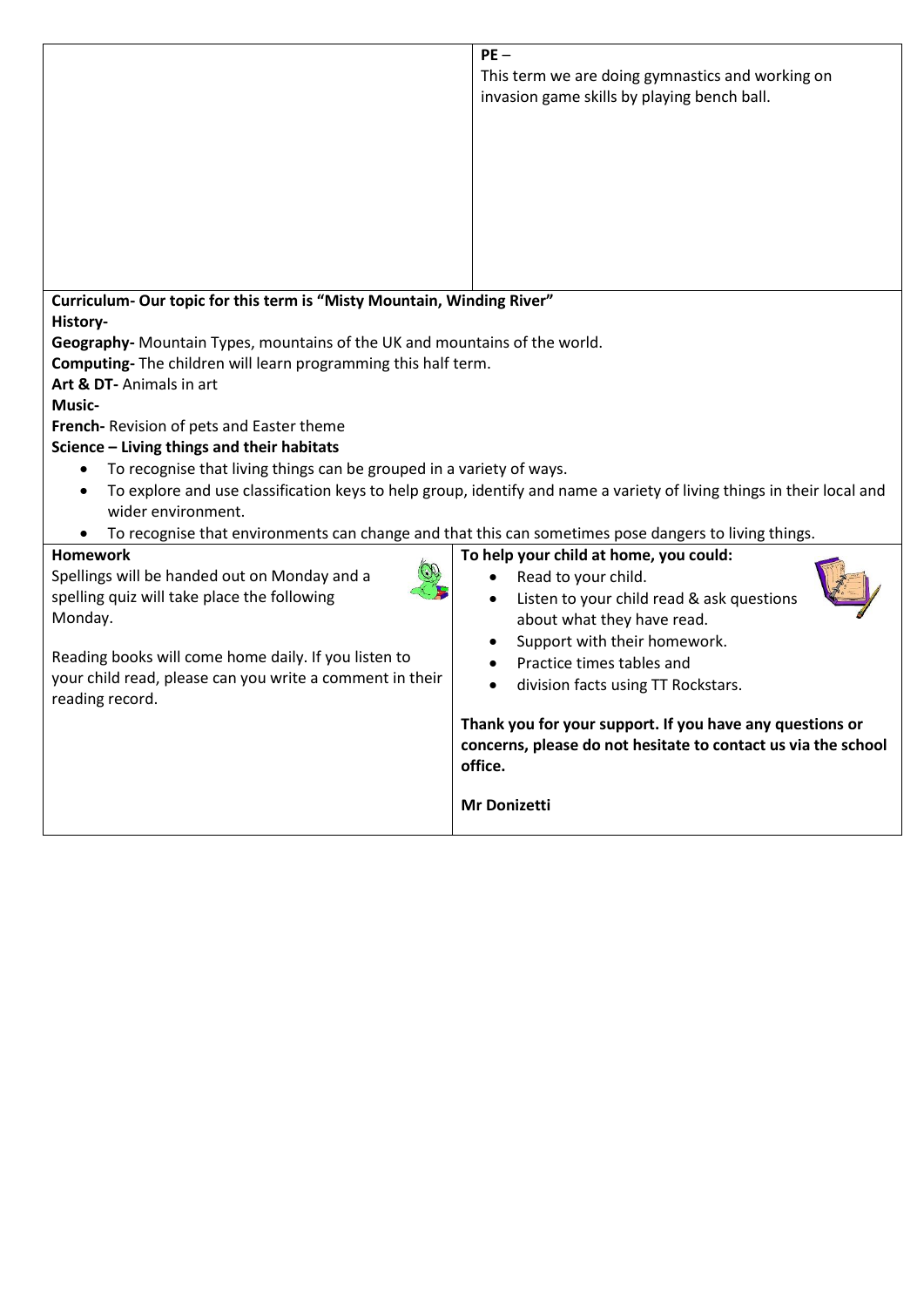**PE** –
This term we are doing gymnastics and working on invasion game skills by playing bench ball.

**Curriculum- Our topic for this term is "Misty Mountain, Winding River"**

**History-**

**Geography-** Mountain Types, mountains of the UK and mountains of the world.

**Computing-** The children will learn programming this half term.

**Art & DT-** Animals in art

**Music-**

**French-** Revision of pets and Easter theme

**Science – Living things and their habitats**

- To recognise that living things can be grouped in a variety of ways.
- To explore and use classification keys to help group, identify and name a variety of living things in their local and wider environment.
- To recognise that environments can change and that this can sometimes pose dangers to living things.

**Homework**

Spellings will be handed out on Monday and a spelling quiz will take place the following Monday.

Reading books will come home daily. If you listen to your child read, please can you write a comment in their reading record.

**To help your child at home, you could:**

- Read to your child.
- Listen to your child read & ask questions about what they have read.
- Support with their homework.
- Practice times tables and
- division facts using TT Rockstars.

**Thank you for your support. If you have any questions or concerns, please do not hesitate to contact us via the school office.**

**Mr Donizetti**